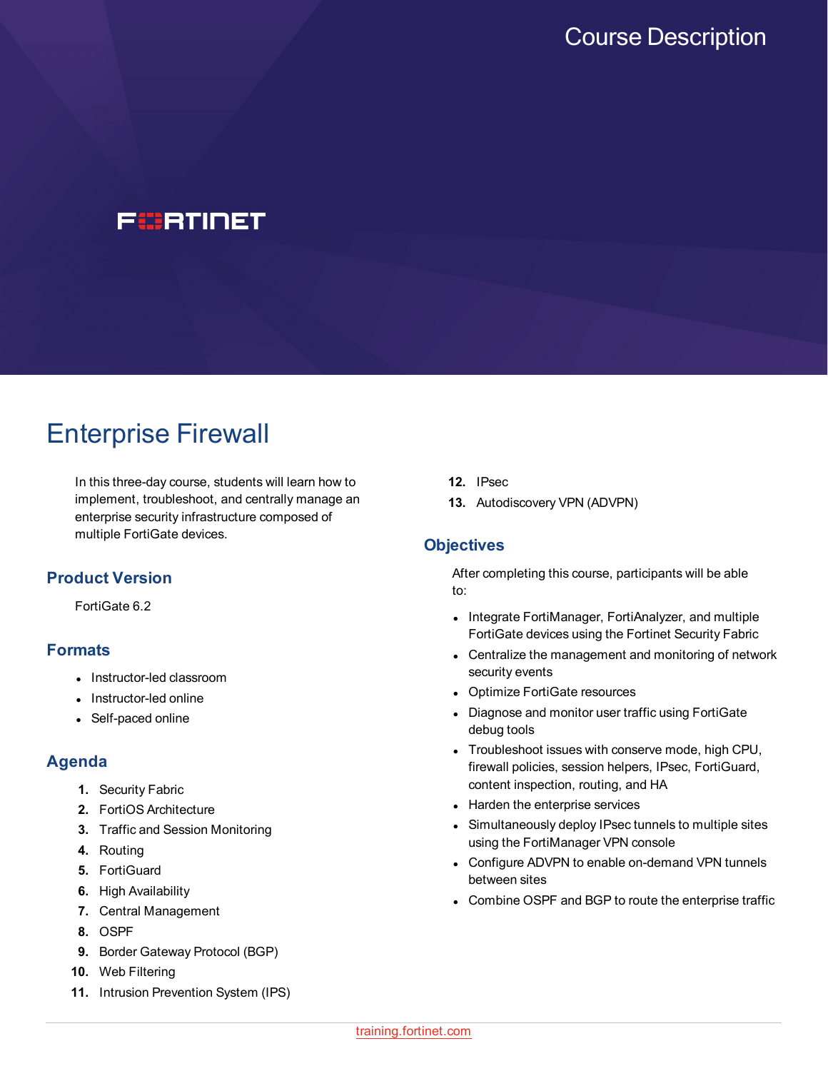Course Description

FORTINET

# Enterprise Firewall

In this three-day course, students will learn how to implement, troubleshoot, and centrally manage an enterprise security infrastructure composed of multiple FortiGate devices.

## Product Version

FortiGate 6.2

## Formats

- Instructor-led classroom
- Instructor-led online
- Self-paced online

## Agenda

1. Security Fabric
2. FortiOS Architecture
3. Traffic and Session Monitoring
4. Routing
5. FortiGuard
6. High Availability
7. Central Management
8. OSPF
9. Border Gateway Protocol (BGP)
10. Web Filtering
11. Intrusion Prevention System (IPS)
12. IPsec
13. Autodiscovery VPN (ADVPN)

## Objectives

After completing this course, participants will be able to:

- Integrate FortiManager, FortiAnalyzer, and multiple FortiGate devices using the Fortinet Security Fabric
- Centralize the management and monitoring of network security events
- Optimize FortiGate resources
- Diagnose and monitor user traffic using FortiGate debug tools
- Troubleshoot issues with conserve mode, high CPU, firewall policies, session helpers, IPsec, FortiGuard, content inspection, routing, and HA
- Harden the enterprise services
- Simultaneously deploy IPsec tunnels to multiple sites using the FortiManager VPN console
- Configure ADVPN to enable on-demand VPN tunnels between sites
- Combine OSPF and BGP to route the enterprise traffic

training.fortinet.com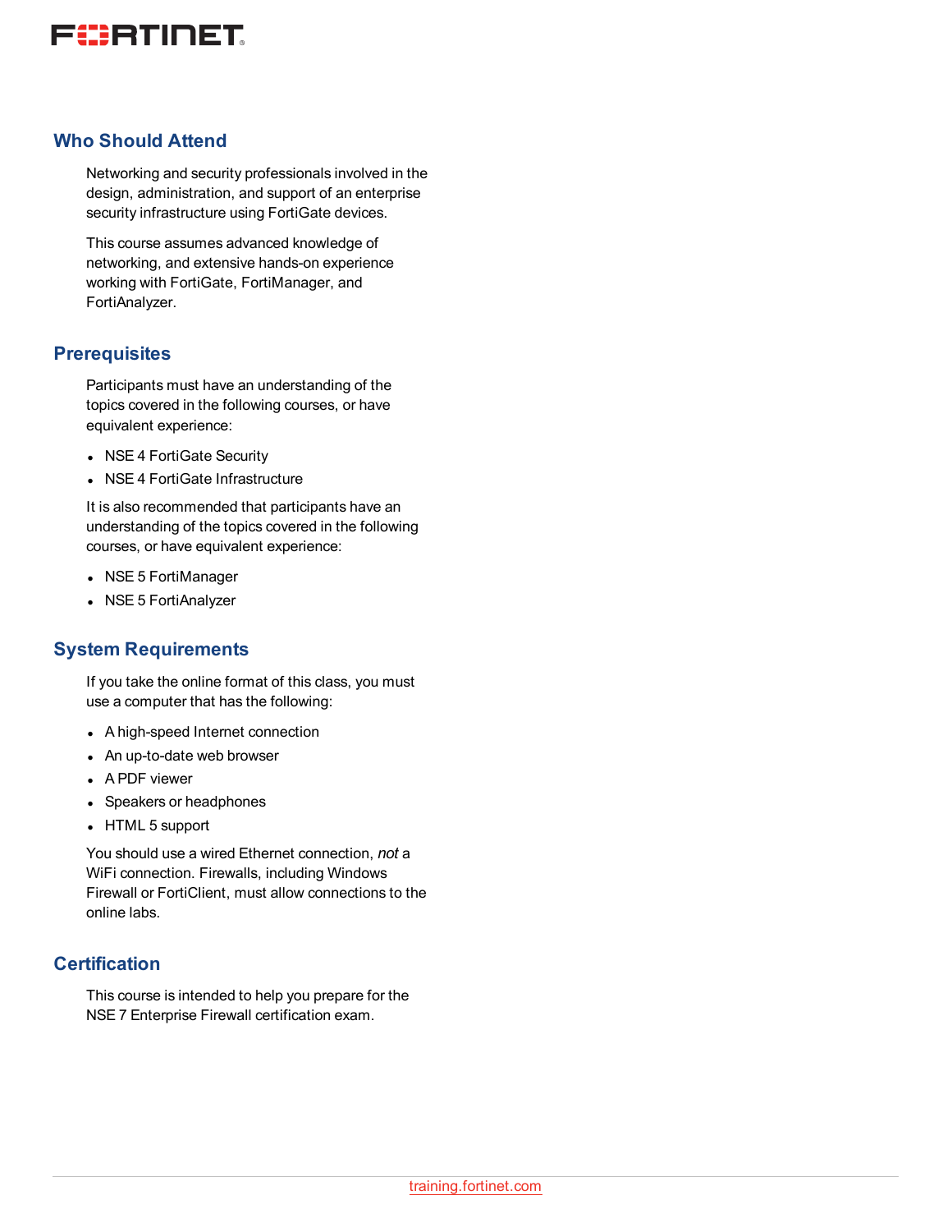## Who Should Attend

Networking and security professionals involved in the design, administration, and support of an enterprise security infrastructure using FortiGate devices.

This course assumes advanced knowledge of networking, and extensive hands-on experience working with FortiGate, FortiManager, and FortiAnalyzer.

## Prerequisites

Participants must have an understanding of the topics covered in the following courses, or have equivalent experience:

- NSE 4 FortiGate Security
- NSE 4 FortiGate Infrastructure

It is also recommended that participants have an understanding of the topics covered in the following courses, or have equivalent experience:

- NSE 5 FortiManager
- NSE 5 FortiAnalyzer

## System Requirements

If you take the online format of this class, you must use a computer that has the following:

- A high-speed Internet connection
- An up-to-date web browser
- A PDF viewer
- Speakers or headphones
- HTML 5 support

You should use a wired Ethernet connection, *not* a WiFi connection. Firewalls, including Windows Firewall or FortiClient, must allow connections to the online labs.

## Certification

This course is intended to help you prepare for the NSE 7 Enterprise Firewall certification exam.